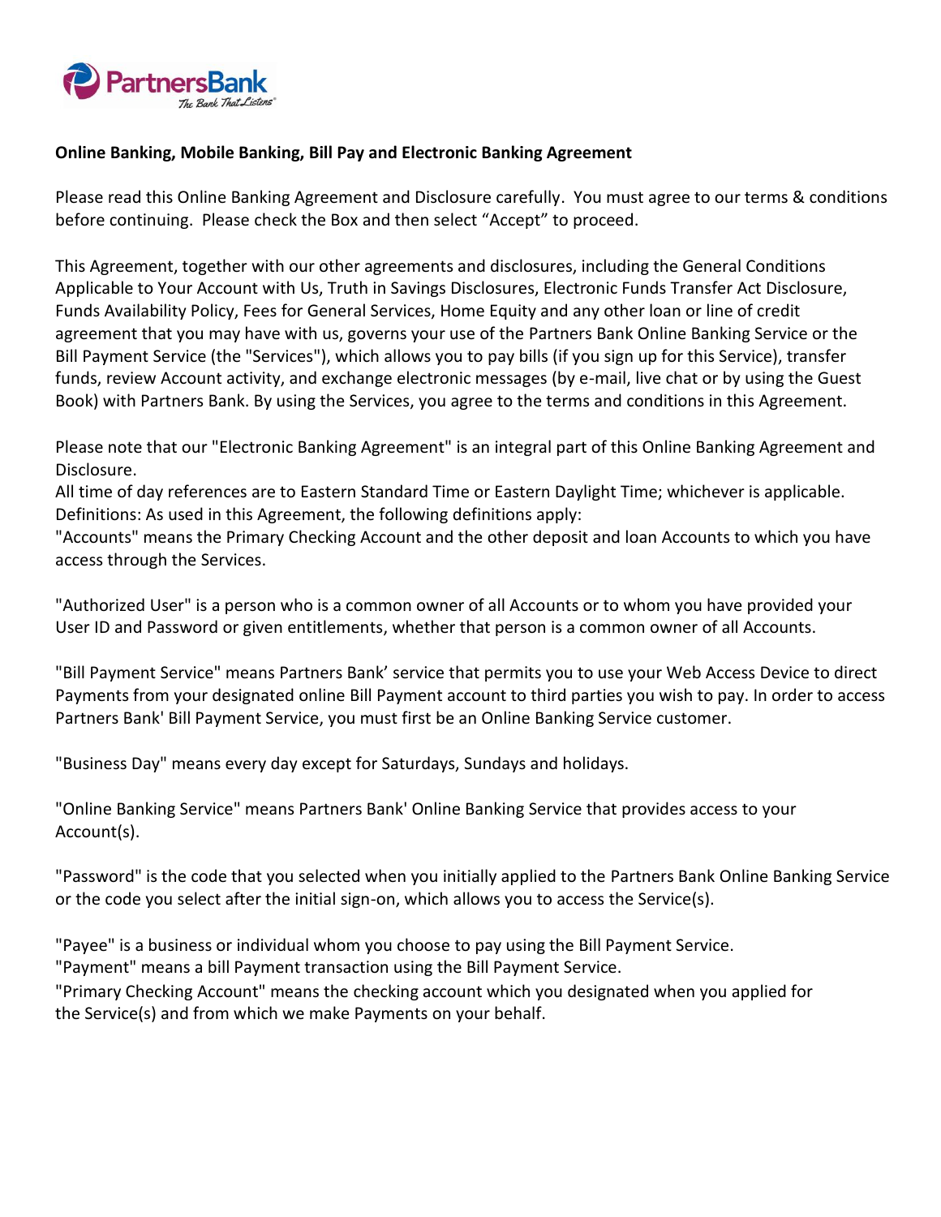**Online Banking, Mobile Banking, Bill Pay and Electronic Banking Agreement**

Please read this Online Banking Agreement and Disclosure carefully. You must agree to our terms & conditions before continuing. Please check the Box and then select "Accept" to proceed.

This Agreement, together with our other agreements and disclosures, including the General Conditions Applicable to Your Account with Us, Truth in Savings Disclosures, Electronic Funds Transfer Act Disclosure, Funds Availability Policy, Fees for General Services, Home Equity and any other loan or line of credit agreement that you may have with us, governs your use of the Partners Bank Online Banking Service or the Bill Payment Service (the "Services"), which allows you to pay bills (if you sign up for this Service), transfer funds, review Account activity, and exchange electronic messages (by e-mail, live chat or by using the Guest Book) with Partners Bank. By using the Services, you agree to the terms and conditions in this Agreement.

Please note that our "Electronic Banking Agreement" is an integral part of this Online Banking Agreement and Disclosure.

All time of day references are to Eastern Standard Time or Eastern Daylight Time; whichever is applicable.

Definitions: As used in this Agreement, the following definitions apply:

"Accounts" means the Primary Checking Account and the other deposit and loan Accounts to which you have access through the Services.

"Authorized User" is a person who is a common owner of all Accounts or to whom you have provided your User ID and Password or given entitlements, whether that person is a common owner of all Accounts.

"Bill Payment Service" means Partners Bank' service that permits you to use your Web Access Device to direct Payments from your designated online Bill Payment account to third parties you wish to pay. In order to access Partners Bank' Bill Payment Service, you must first be an Online Banking Service customer.

"Business Day" means every day except for Saturdays, Sundays and holidays.

"Online Banking Service" means Partners Bank' Online Banking Service that provides access to your Account(s).

"Password" is the code that you selected when you initially applied to the Partners Bank Online Banking Service or the code you select after the initial sign-on, which allows you to access the Service(s).

"Payee" is a business or individual whom you choose to pay using the Bill Payment Service.

"Payment" means a bill Payment transaction using the Bill Payment Service.

"Primary Checking Account" means the checking account which you designated when you applied for the Service(s) and from which we make Payments on your behalf.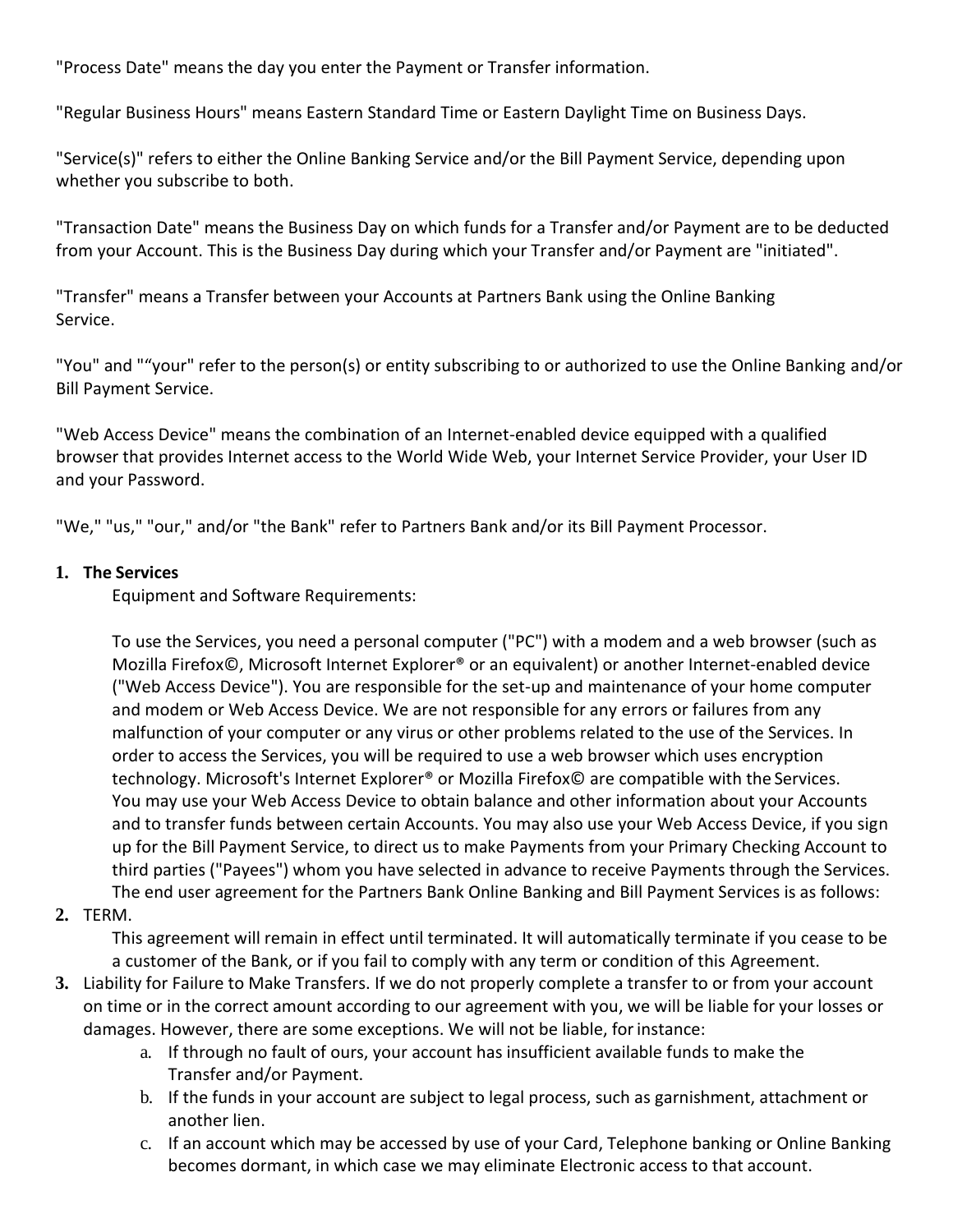"Process Date" means the day you enter the Payment or Transfer information.

"Regular Business Hours" means Eastern Standard Time or Eastern Daylight Time on Business Days.

"Service(s)" refers to either the Online Banking Service and/or the Bill Payment Service, depending upon whether you subscribe to both.

"Transaction Date" means the Business Day on which funds for a Transfer and/or Payment are to be deducted from your Account. This is the Business Day during which your Transfer and/or Payment are "initiated".

"Transfer" means a Transfer between your Accounts at Partners Bank using the Online Banking Service.

"You" and "“your" refer to the person(s) or entity subscribing to or authorized to use the Online Banking and/or Bill Payment Service.

"Web Access Device" means the combination of an Internet-enabled device equipped with a qualified browser that provides Internet access to the World Wide Web, your Internet Service Provider, your User ID and your Password.

"We," "us," "our," and/or "the Bank" refer to Partners Bank and/or its Bill Payment Processor.

1. **The Services**

   Equipment and Software Requirements:

   To use the Services, you need a personal computer ("PC") with a modem and a web browser (such as Mozilla Firefox©, Microsoft Internet Explorer® or an equivalent) or another Internet-enabled device ("Web Access Device"). You are responsible for the set-up and maintenance of your home computer and modem or Web Access Device. We are not responsible for any errors or failures from any malfunction of your computer or any virus or other problems related to the use of the Services. In order to access the Services, you will be required to use a web browser which uses encryption technology. Microsoft's Internet Explorer® or Mozilla Firefox© are compatible with the Services. You may use your Web Access Device to obtain balance and other information about your Accounts and to transfer funds between certain Accounts. You may also use your Web Access Device, if you sign up for the Bill Payment Service, to direct us to make Payments from your Primary Checking Account to third parties ("Payees") whom you have selected in advance to receive Payments through the Services. The end user agreement for the Partners Bank Online Banking and Bill Payment Services is as follows:

2. TERM.

   This agreement will remain in effect until terminated. It will automatically terminate if you cease to be a customer of the Bank, or if you fail to comply with any term or condition of this Agreement.

3. Liability for Failure to Make Transfers. If we do not properly complete a transfer to or from your account on time or in the correct amount according to our agreement with you, we will be liable for your losses or damages. However, there are some exceptions. We will not be liable, for instance:
   a. If through no fault of ours, your account has insufficient available funds to make the Transfer and/or Payment.
   b. If the funds in your account are subject to legal process, such as garnishment, attachment or another lien.
   c. If an account which may be accessed by use of your Card, Telephone banking or Online Banking becomes dormant, in which case we may eliminate Electronic access to that account.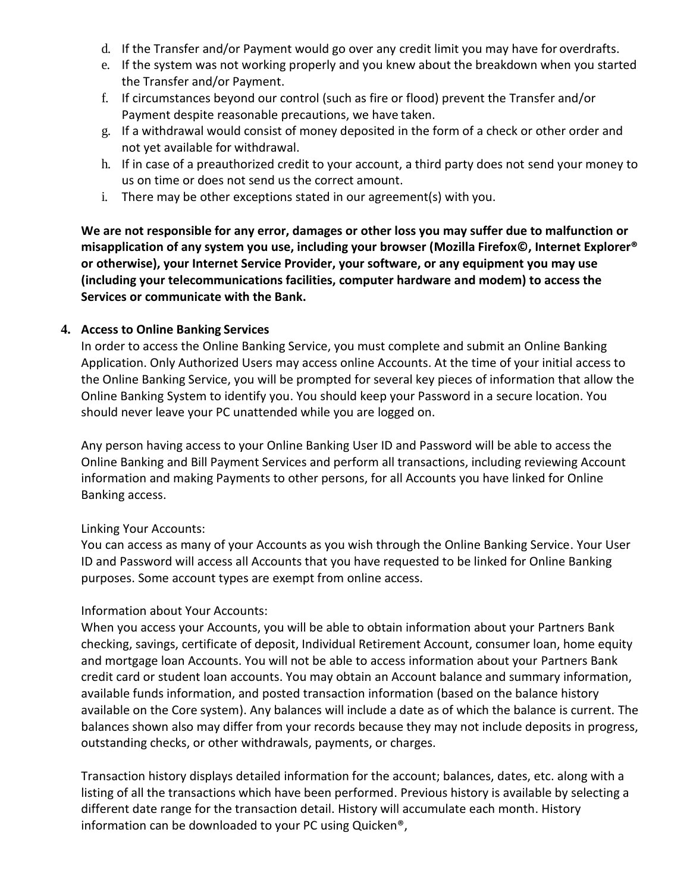d. If the Transfer and/or Payment would go over any credit limit you may have for overdrafts.
e. If the system was not working properly and you knew about the breakdown when you started the Transfer and/or Payment.
f. If circumstances beyond our control (such as fire or flood) prevent the Transfer and/or Payment despite reasonable precautions, we have taken.
g. If a withdrawal would consist of money deposited in the form of a check or other order and not yet available for withdrawal.
h. If in case of a preauthorized credit to your account, a third party does not send your money to us on time or does not send us the correct amount.
i. There may be other exceptions stated in our agreement(s) with you.

**We are not responsible for any error, damages or other loss you may suffer due to malfunction or misapplication of any system you use, including your browser (Mozilla Firefox©, Internet Explorer® or otherwise), your Internet Service Provider, your software, or any equipment you may use (including your telecommunications facilities, computer hardware and modem) to access the Services or communicate with the Bank.**

**4. Access to Online Banking Services**

In order to access the Online Banking Service, you must complete and submit an Online Banking Application. Only Authorized Users may access online Accounts. At the time of your initial access to the Online Banking Service, you will be prompted for several key pieces of information that allow the Online Banking System to identify you. You should keep your Password in a secure location. You should never leave your PC unattended while you are logged on.

Any person having access to your Online Banking User ID and Password will be able to access the Online Banking and Bill Payment Services and perform all transactions, including reviewing Account information and making Payments to other persons, for all Accounts you have linked for Online Banking access.

Linking Your Accounts:
You can access as many of your Accounts as you wish through the Online Banking Service. Your User ID and Password will access all Accounts that you have requested to be linked for Online Banking purposes. Some account types are exempt from online access.

Information about Your Accounts:
When you access your Accounts, you will be able to obtain information about your Partners Bank checking, savings, certificate of deposit, Individual Retirement Account, consumer loan, home equity and mortgage loan Accounts. You will not be able to access information about your Partners Bank credit card or student loan accounts. You may obtain an Account balance and summary information, available funds information, and posted transaction information (based on the balance history available on the Core system). Any balances will include a date as of which the balance is current. The balances shown also may differ from your records because they may not include deposits in progress, outstanding checks, or other withdrawals, payments, or charges.

Transaction history displays detailed information for the account; balances, dates, etc. along with a listing of all the transactions which have been performed. Previous history is available by selecting a different date range for the transaction detail. History will accumulate each month. History information can be downloaded to your PC using Quicken®,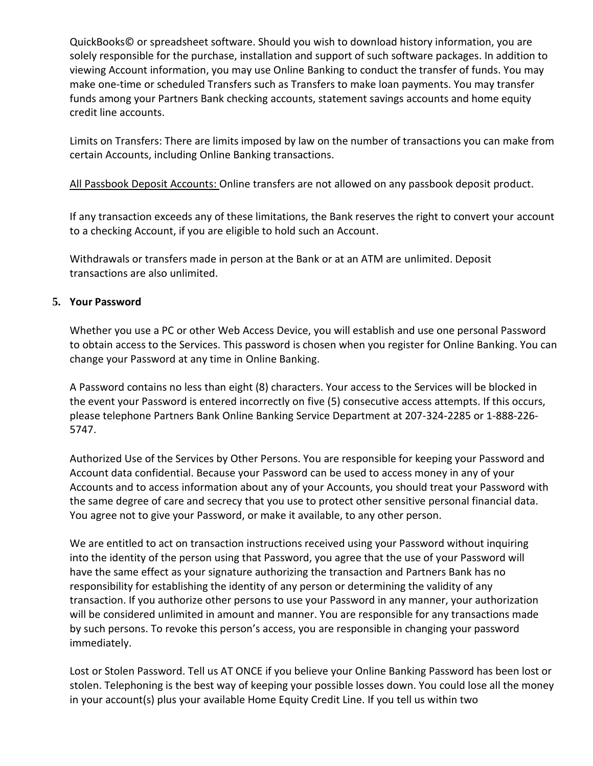QuickBooks© or spreadsheet software. Should you wish to download history information, you are solely responsible for the purchase, installation and support of such software packages. In addition to viewing Account information, you may use Online Banking to conduct the transfer of funds. You may make one-time or scheduled Transfers such as Transfers to make loan payments. You may transfer funds among your Partners Bank checking accounts, statement savings accounts and home equity credit line accounts.

Limits on Transfers: There are limits imposed by law on the number of transactions you can make from certain Accounts, including Online Banking transactions.

<u>All Passbook Deposit Accounts:</u> Online transfers are not allowed on any passbook deposit product.

If any transaction exceeds any of these limitations, the Bank reserves the right to convert your account to a checking Account, if you are eligible to hold such an Account.

Withdrawals or transfers made in person at the Bank or at an ATM are unlimited. Deposit transactions are also unlimited.

**5. Your Password**

Whether you use a PC or other Web Access Device, you will establish and use one personal Password to obtain access to the Services. This password is chosen when you register for Online Banking. You can change your Password at any time in Online Banking.

A Password contains no less than eight (8) characters. Your access to the Services will be blocked in the event your Password is entered incorrectly on five (5) consecutive access attempts. If this occurs, please telephone Partners Bank Online Banking Service Department at 207-324-2285 or 1-888-226-5747.

Authorized Use of the Services by Other Persons. You are responsible for keeping your Password and Account data confidential. Because your Password can be used to access money in any of your Accounts and to access information about any of your Accounts, you should treat your Password with the same degree of care and secrecy that you use to protect other sensitive personal financial data. You agree not to give your Password, or make it available, to any other person.

We are entitled to act on transaction instructions received using your Password without inquiring into the identity of the person using that Password, you agree that the use of your Password will have the same effect as your signature authorizing the transaction and Partners Bank has no responsibility for establishing the identity of any person or determining the validity of any transaction. If you authorize other persons to use your Password in any manner, your authorization will be considered unlimited in amount and manner. You are responsible for any transactions made by such persons. To revoke this person's access, you are responsible in changing your password immediately.

Lost or Stolen Password. Tell us AT ONCE if you believe your Online Banking Password has been lost or stolen. Telephoning is the best way of keeping your possible losses down. You could lose all the money in your account(s) plus your available Home Equity Credit Line. If you tell us within two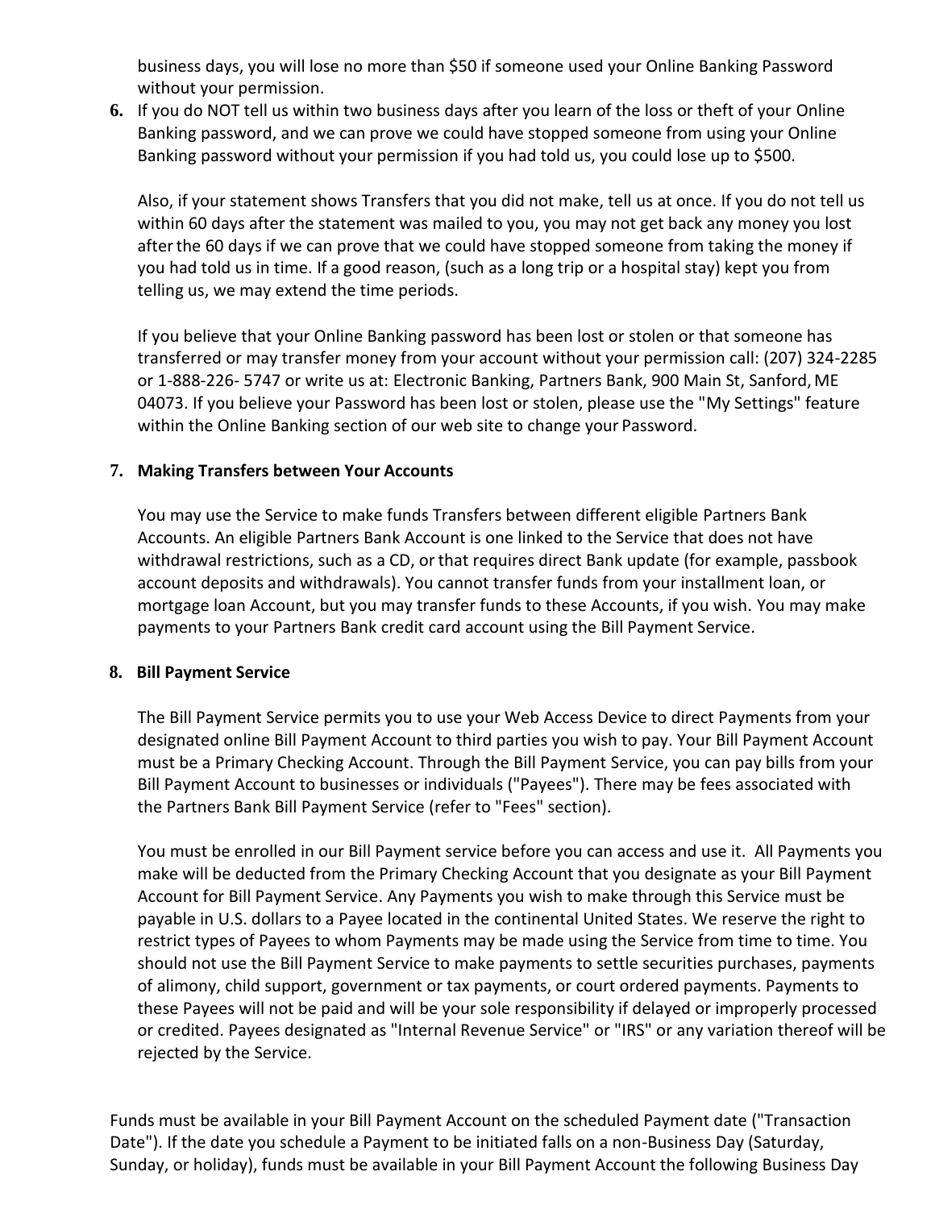business days, you will lose no more than $50 if someone used your Online Banking Password without your permission.

6. If you do NOT tell us within two business days after you learn of the loss or theft of your Online Banking password, and we can prove we could have stopped someone from using your Online Banking password without your permission if you had told us, you could lose up to $500.

   Also, if your statement shows Transfers that you did not make, tell us at once. If you do not tell us within 60 days after the statement was mailed to you, you may not get back any money you lost after the 60 days if we can prove that we could have stopped someone from taking the money if you had told us in time. If a good reason, (such as a long trip or a hospital stay) kept you from telling us, we may extend the time periods.

   If you believe that your Online Banking password has been lost or stolen or that someone has transferred or may transfer money from your account without your permission call: (207) 324-2285 or 1-888-226- 5747 or write us at: Electronic Banking, Partners Bank, 900 Main St, Sanford, ME 04073. If you believe your Password has been lost or stolen, please use the "My Settings" feature within the Online Banking section of our web site to change your Password.

7. **Making Transfers between Your Accounts**

   You may use the Service to make funds Transfers between different eligible Partners Bank Accounts. An eligible Partners Bank Account is one linked to the Service that does not have withdrawal restrictions, such as a CD, or that requires direct Bank update (for example, passbook account deposits and withdrawals). You cannot transfer funds from your installment loan, or mortgage loan Account, but you may transfer funds to these Accounts, if you wish. You may make payments to your Partners Bank credit card account using the Bill Payment Service.

8. **Bill Payment Service**

   The Bill Payment Service permits you to use your Web Access Device to direct Payments from your designated online Bill Payment Account to third parties you wish to pay. Your Bill Payment Account must be a Primary Checking Account. Through the Bill Payment Service, you can pay bills from your Bill Payment Account to businesses or individuals ("Payees"). There may be fees associated with the Partners Bank Bill Payment Service (refer to "Fees" section).

   You must be enrolled in our Bill Payment service before you can access and use it. All Payments you make will be deducted from the Primary Checking Account that you designate as your Bill Payment Account for Bill Payment Service. Any Payments you wish to make through this Service must be payable in U.S. dollars to a Payee located in the continental United States. We reserve the right to restrict types of Payees to whom Payments may be made using the Service from time to time. You should not use the Bill Payment Service to make payments to settle securities purchases, payments of alimony, child support, government or tax payments, or court ordered payments. Payments to these Payees will not be paid and will be your sole responsibility if delayed or improperly processed or credited. Payees designated as "Internal Revenue Service" or "IRS" or any variation thereof will be rejected by the Service.

Funds must be available in your Bill Payment Account on the scheduled Payment date ("Transaction Date"). If the date you schedule a Payment to be initiated falls on a non-Business Day (Saturday, Sunday, or holiday), funds must be available in your Bill Payment Account the following Business Day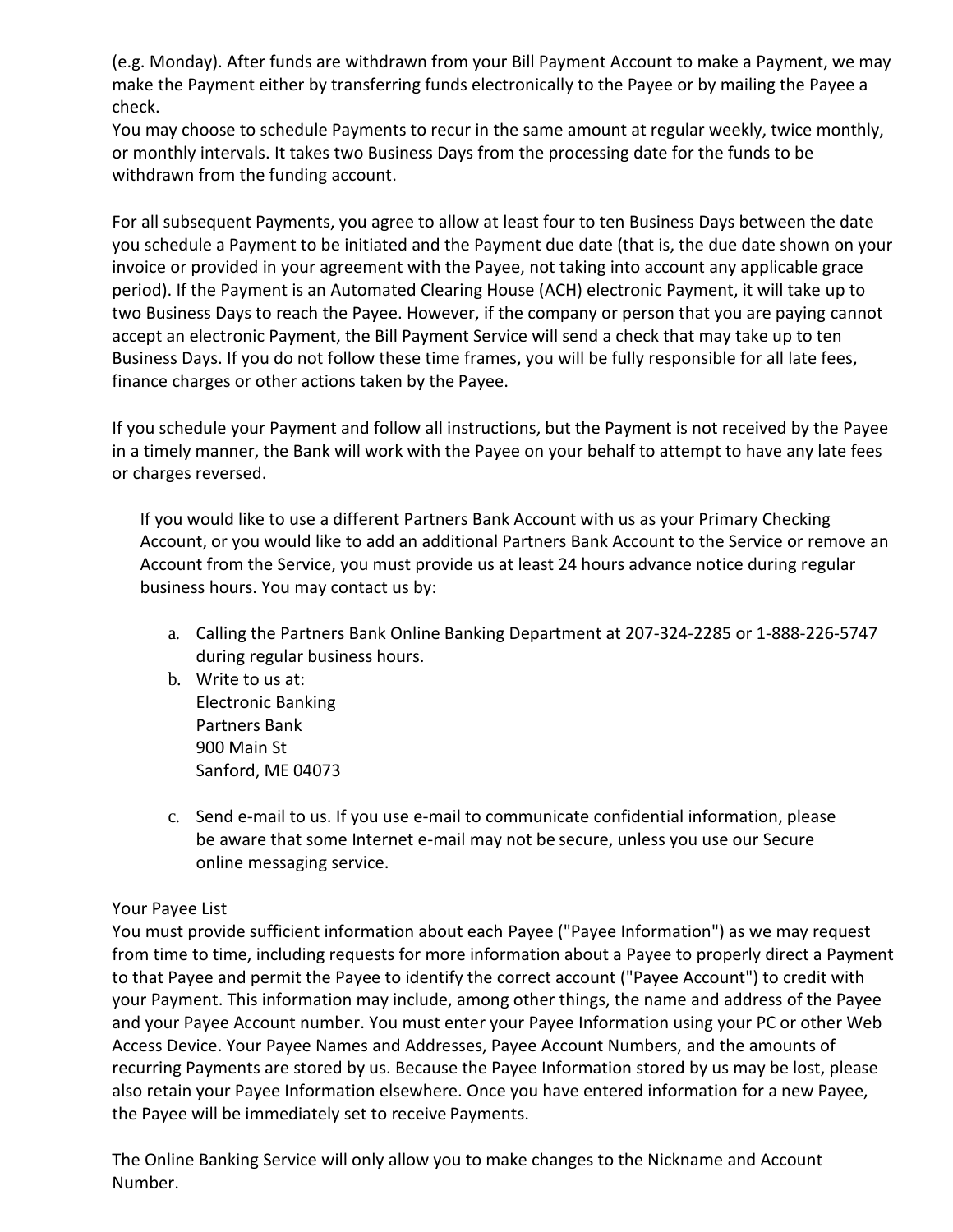(e.g. Monday). After funds are withdrawn from your Bill Payment Account to make a Payment, we may make the Payment either by transferring funds electronically to the Payee or by mailing the Payee a check.

You may choose to schedule Payments to recur in the same amount at regular weekly, twice monthly, or monthly intervals. It takes two Business Days from the processing date for the funds to be withdrawn from the funding account.

For all subsequent Payments, you agree to allow at least four to ten Business Days between the date you schedule a Payment to be initiated and the Payment due date (that is, the due date shown on your invoice or provided in your agreement with the Payee, not taking into account any applicable grace period). If the Payment is an Automated Clearing House (ACH) electronic Payment, it will take up to two Business Days to reach the Payee. However, if the company or person that you are paying cannot accept an electronic Payment, the Bill Payment Service will send a check that may take up to ten Business Days. If you do not follow these time frames, you will be fully responsible for all late fees, finance charges or other actions taken by the Payee.

If you schedule your Payment and follow all instructions, but the Payment is not received by the Payee in a timely manner, the Bank will work with the Payee on your behalf to attempt to have any late fees or charges reversed.

If you would like to use a different Partners Bank Account with us as your Primary Checking Account, or you would like to add an additional Partners Bank Account to the Service or remove an Account from the Service, you must provide us at least 24 hours advance notice during regular business hours. You may contact us by:

a. Calling the Partners Bank Online Banking Department at 207-324-2285 or 1-888-226-5747 during regular business hours.
b. Write to us at:
   Electronic Banking
   Partners Bank
   900 Main St
   Sanford, ME 04073
c. Send e-mail to us. If you use e-mail to communicate confidential information, please be aware that some Internet e-mail may not be secure, unless you use our Secure online messaging service.

Your Payee List

You must provide sufficient information about each Payee ("Payee Information") as we may request from time to time, including requests for more information about a Payee to properly direct a Payment to that Payee and permit the Payee to identify the correct account ("Payee Account") to credit with your Payment. This information may include, among other things, the name and address of the Payee and your Payee Account number. You must enter your Payee Information using your PC or other Web Access Device. Your Payee Names and Addresses, Payee Account Numbers, and the amounts of recurring Payments are stored by us. Because the Payee Information stored by us may be lost, please also retain your Payee Information elsewhere. Once you have entered information for a new Payee, the Payee will be immediately set to receive Payments.

The Online Banking Service will only allow you to make changes to the Nickname and Account Number.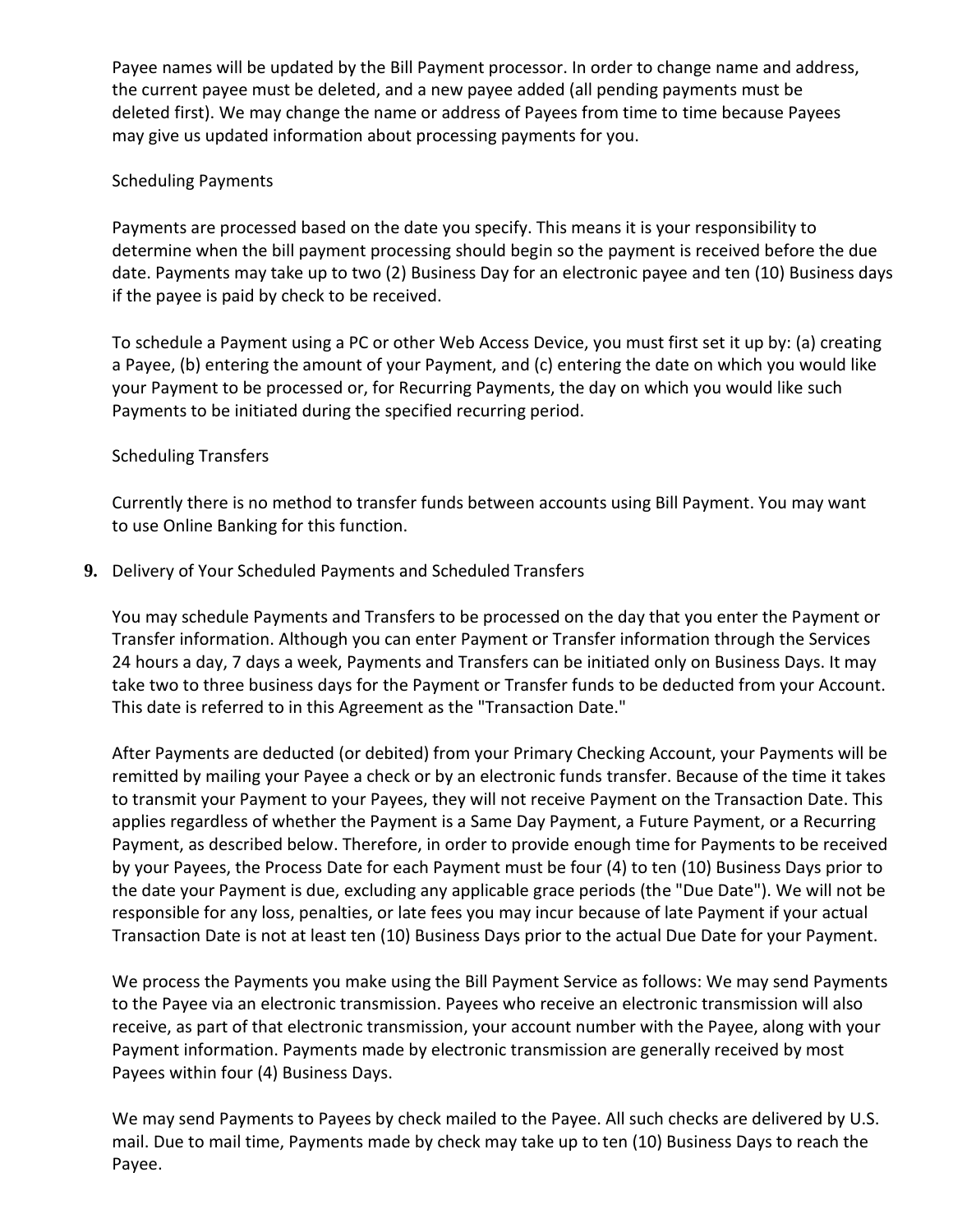Payee names will be updated by the Bill Payment processor. In order to change name and address, the current payee must be deleted, and a new payee added (all pending payments must be deleted first). We may change the name or address of Payees from time to time because Payees may give us updated information about processing payments for you.

Scheduling Payments

Payments are processed based on the date you specify. This means it is your responsibility to determine when the bill payment processing should begin so the payment is received before the due date. Payments may take up to two (2) Business Day for an electronic payee and ten (10) Business days if the payee is paid by check to be received.

To schedule a Payment using a PC or other Web Access Device, you must first set it up by: (a) creating a Payee, (b) entering the amount of your Payment, and (c) entering the date on which you would like your Payment to be processed or, for Recurring Payments, the day on which you would like such Payments to be initiated during the specified recurring period.

Scheduling Transfers

Currently there is no method to transfer funds between accounts using Bill Payment. You may want to use Online Banking for this function.

**9.** Delivery of Your Scheduled Payments and Scheduled Transfers

You may schedule Payments and Transfers to be processed on the day that you enter the Payment or Transfer information. Although you can enter Payment or Transfer information through the Services 24 hours a day, 7 days a week, Payments and Transfers can be initiated only on Business Days. It may take two to three business days for the Payment or Transfer funds to be deducted from your Account. This date is referred to in this Agreement as the "Transaction Date."

After Payments are deducted (or debited) from your Primary Checking Account, your Payments will be remitted by mailing your Payee a check or by an electronic funds transfer. Because of the time it takes to transmit your Payment to your Payees, they will not receive Payment on the Transaction Date. This applies regardless of whether the Payment is a Same Day Payment, a Future Payment, or a Recurring Payment, as described below. Therefore, in order to provide enough time for Payments to be received by your Payees, the Process Date for each Payment must be four (4) to ten (10) Business Days prior to the date your Payment is due, excluding any applicable grace periods (the "Due Date"). We will not be responsible for any loss, penalties, or late fees you may incur because of late Payment if your actual Transaction Date is not at least ten (10) Business Days prior to the actual Due Date for your Payment.

We process the Payments you make using the Bill Payment Service as follows: We may send Payments to the Payee via an electronic transmission. Payees who receive an electronic transmission will also receive, as part of that electronic transmission, your account number with the Payee, along with your Payment information. Payments made by electronic transmission are generally received by most Payees within four (4) Business Days.

We may send Payments to Payees by check mailed to the Payee. All such checks are delivered by U.S. mail. Due to mail time, Payments made by check may take up to ten (10) Business Days to reach the Payee.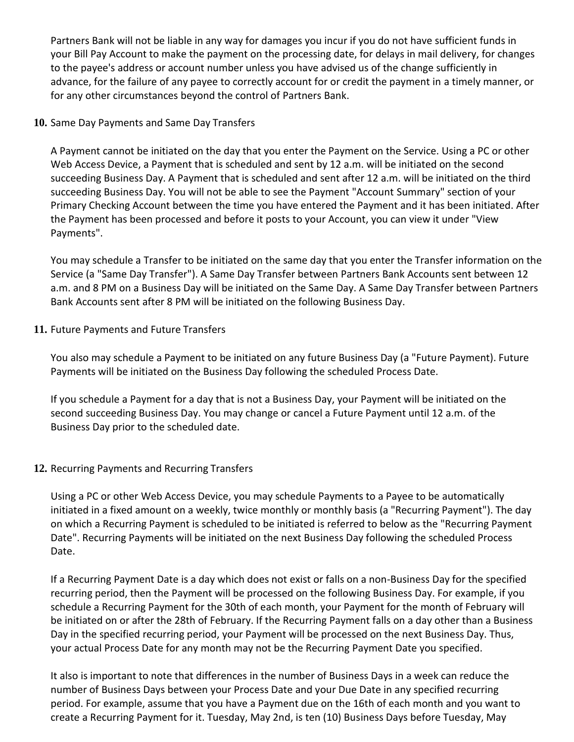Partners Bank will not be liable in any way for damages you incur if you do not have sufficient funds in your Bill Pay Account to make the payment on the processing date, for delays in mail delivery, for changes to the payee's address or account number unless you have advised us of the change sufficiently in advance, for the failure of any payee to correctly account for or credit the payment in a timely manner, or for any other circumstances beyond the control of Partners Bank.

**10.** Same Day Payments and Same Day Transfers

A Payment cannot be initiated on the day that you enter the Payment on the Service. Using a PC or other Web Access Device, a Payment that is scheduled and sent by 12 a.m. will be initiated on the second succeeding Business Day. A Payment that is scheduled and sent after 12 a.m. will be initiated on the third succeeding Business Day. You will not be able to see the Payment "Account Summary" section of your Primary Checking Account between the time you have entered the Payment and it has been initiated. After the Payment has been processed and before it posts to your Account, you can view it under "View Payments".

You may schedule a Transfer to be initiated on the same day that you enter the Transfer information on the Service (a "Same Day Transfer"). A Same Day Transfer between Partners Bank Accounts sent between 12 a.m. and 8 PM on a Business Day will be initiated on the Same Day. A Same Day Transfer between Partners Bank Accounts sent after 8 PM will be initiated on the following Business Day.

**11.** Future Payments and Future Transfers

You also may schedule a Payment to be initiated on any future Business Day (a "Future Payment). Future Payments will be initiated on the Business Day following the scheduled Process Date.

If you schedule a Payment for a day that is not a Business Day, your Payment will be initiated on the second succeeding Business Day. You may change or cancel a Future Payment until 12 a.m. of the Business Day prior to the scheduled date.

**12.** Recurring Payments and Recurring Transfers

Using a PC or other Web Access Device, you may schedule Payments to a Payee to be automatically initiated in a fixed amount on a weekly, twice monthly or monthly basis (a "Recurring Payment"). The day on which a Recurring Payment is scheduled to be initiated is referred to below as the "Recurring Payment Date". Recurring Payments will be initiated on the next Business Day following the scheduled Process Date.

If a Recurring Payment Date is a day which does not exist or falls on a non-Business Day for the specified recurring period, then the Payment will be processed on the following Business Day. For example, if you schedule a Recurring Payment for the 30th of each month, your Payment for the month of February will be initiated on or after the 28th of February. If the Recurring Payment falls on a day other than a Business Day in the specified recurring period, your Payment will be processed on the next Business Day. Thus, your actual Process Date for any month may not be the Recurring Payment Date you specified.

It also is important to note that differences in the number of Business Days in a week can reduce the number of Business Days between your Process Date and your Due Date in any specified recurring period. For example, assume that you have a Payment due on the 16th of each month and you want to create a Recurring Payment for it. Tuesday, May 2nd, is ten (10) Business Days before Tuesday, May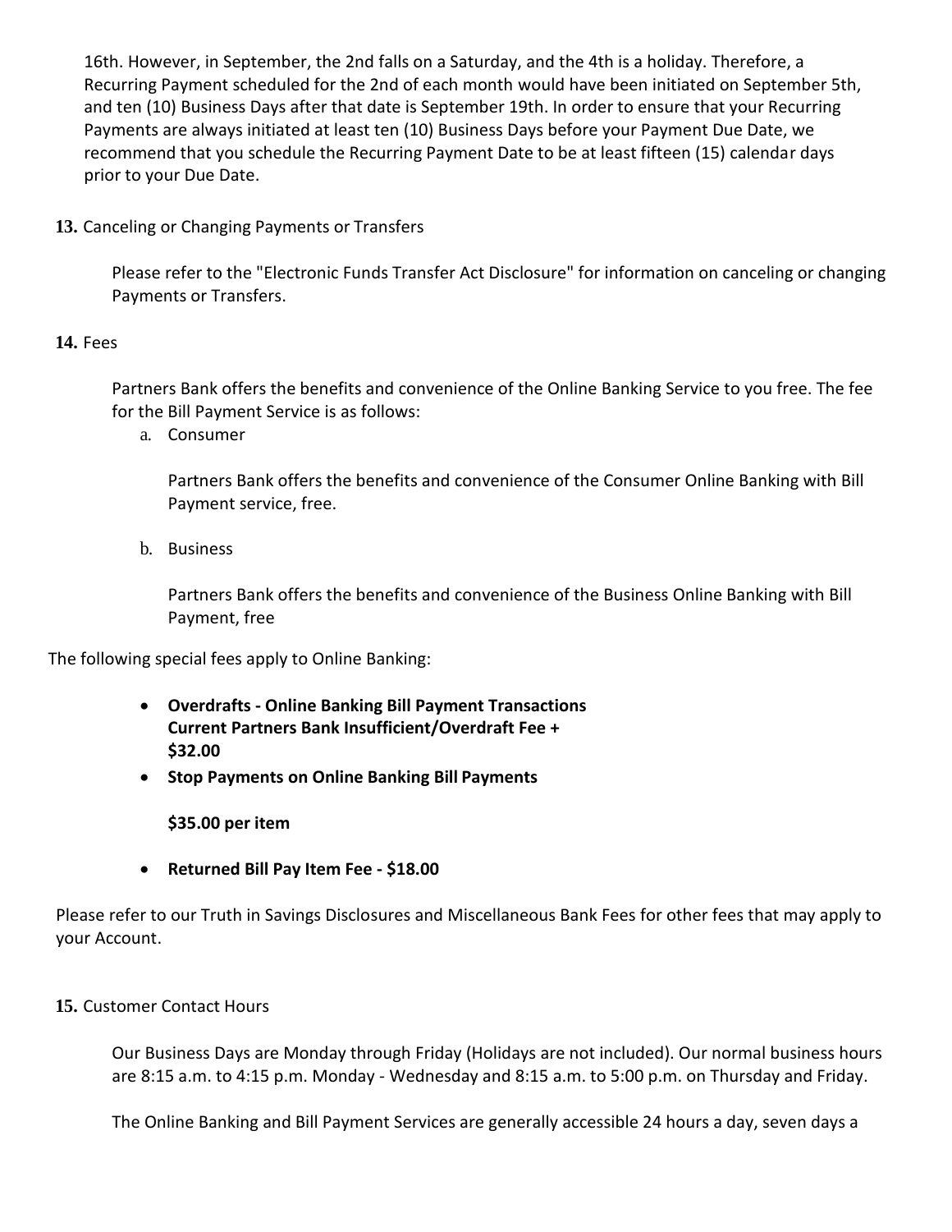16th. However, in September, the 2nd falls on a Saturday, and the 4th is a holiday. Therefore, a Recurring Payment scheduled for the 2nd of each month would have been initiated on September 5th, and ten (10) Business Days after that date is September 19th. In order to ensure that your Recurring Payments are always initiated at least ten (10) Business Days before your Payment Due Date, we recommend that you schedule the Recurring Payment Date to be at least fifteen (15) calendar days prior to your Due Date.

**13.** Canceling or Changing Payments or Transfers

Please refer to the "Electronic Funds Transfer Act Disclosure" for information on canceling or changing Payments or Transfers.

**14.** Fees

Partners Bank offers the benefits and convenience of the Online Banking Service to you free. The fee for the Bill Payment Service is as follows:

a. Consumer

   Partners Bank offers the benefits and convenience of the Consumer Online Banking with Bill Payment service, free.

b. Business

   Partners Bank offers the benefits and convenience of the Business Online Banking with Bill Payment, free

The following special fees apply to Online Banking:

- **Overdrafts - Online Banking Bill Payment Transactions**
  **Current Partners Bank Insufficient/Overdraft Fee +**
  **$32.00**
- **Stop Payments on Online Banking Bill Payments**

  **$35.00 per item**

- **Returned Bill Pay Item Fee - $18.00**

Please refer to our Truth in Savings Disclosures and Miscellaneous Bank Fees for other fees that may apply to your Account.

**15.** Customer Contact Hours

Our Business Days are Monday through Friday (Holidays are not included). Our normal business hours are 8:15 a.m. to 4:15 p.m. Monday - Wednesday and 8:15 a.m. to 5:00 p.m. on Thursday and Friday.

The Online Banking and Bill Payment Services are generally accessible 24 hours a day, seven days a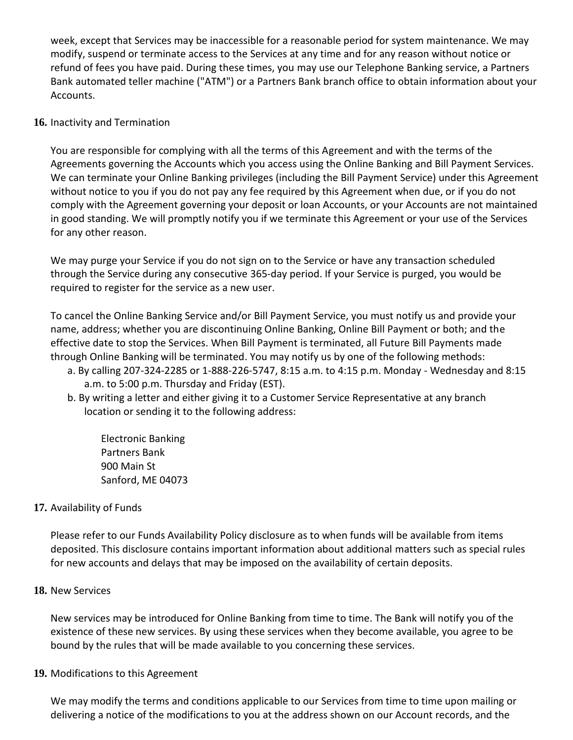week, except that Services may be inaccessible for a reasonable period for system maintenance. We may modify, suspend or terminate access to the Services at any time and for any reason without notice or refund of fees you have paid. During these times, you may use our Telephone Banking service, a Partners Bank automated teller machine ("ATM") or a Partners Bank branch office to obtain information about your Accounts.

**16.** Inactivity and Termination

You are responsible for complying with all the terms of this Agreement and with the terms of the Agreements governing the Accounts which you access using the Online Banking and Bill Payment Services. We can terminate your Online Banking privileges (including the Bill Payment Service) under this Agreement without notice to you if you do not pay any fee required by this Agreement when due, or if you do not comply with the Agreement governing your deposit or loan Accounts, or your Accounts are not maintained in good standing. We will promptly notify you if we terminate this Agreement or your use of the Services for any other reason.

We may purge your Service if you do not sign on to the Service or have any transaction scheduled through the Service during any consecutive 365-day period. If your Service is purged, you would be required to register for the service as a new user.

To cancel the Online Banking Service and/or Bill Payment Service, you must notify us and provide your name, address; whether you are discontinuing Online Banking, Online Bill Payment or both; and the effective date to stop the Services. When Bill Payment is terminated, all Future Bill Payments made through Online Banking will be terminated. You may notify us by one of the following methods:

a. By calling 207-324-2285 or 1-888-226-5747, 8:15 a.m. to 4:15 p.m. Monday - Wednesday and 8:15 a.m. to 5:00 p.m. Thursday and Friday (EST).

b. By writing a letter and either giving it to a Customer Service Representative at any branch location or sending it to the following address:

    Electronic Banking
    Partners Bank
    900 Main St
    Sanford, ME 04073

**17.** Availability of Funds

Please refer to our Funds Availability Policy disclosure as to when funds will be available from items deposited. This disclosure contains important information about additional matters such as special rules for new accounts and delays that may be imposed on the availability of certain deposits.

**18.** New Services

New services may be introduced for Online Banking from time to time. The Bank will notify you of the existence of these new services. By using these services when they become available, you agree to be bound by the rules that will be made available to you concerning these services.

**19.** Modifications to this Agreement

We may modify the terms and conditions applicable to our Services from time to time upon mailing or delivering a notice of the modifications to you at the address shown on our Account records, and the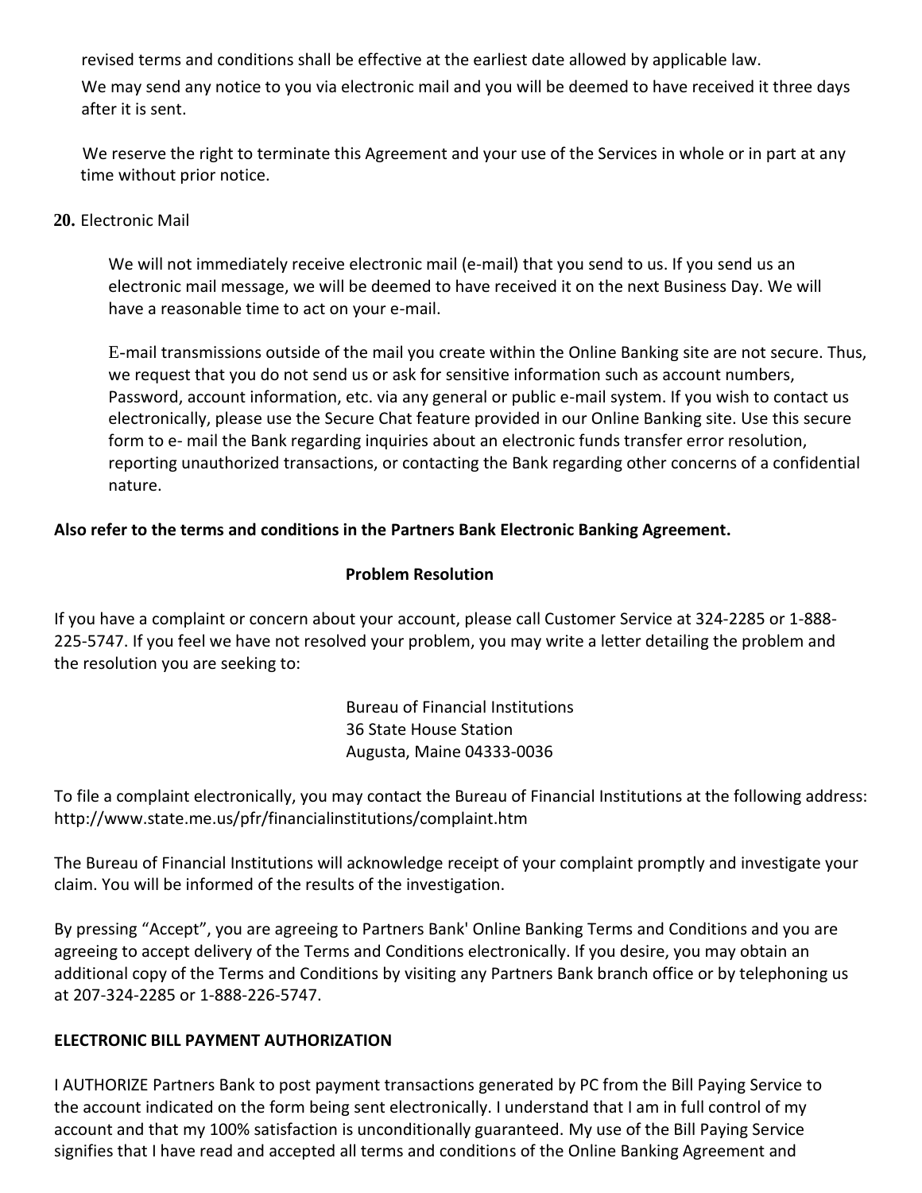revised terms and conditions shall be effective at the earliest date allowed by applicable law.

We may send any notice to you via electronic mail and you will be deemed to have received it three days after it is sent.

We reserve the right to terminate this Agreement and your use of the Services in whole or in part at any time without prior notice.

**20.** Electronic Mail

We will not immediately receive electronic mail (e-mail) that you send to us. If you send us an electronic mail message, we will be deemed to have received it on the next Business Day. We will have a reasonable time to act on your e-mail.

E-mail transmissions outside of the mail you create within the Online Banking site are not secure. Thus, we request that you do not send us or ask for sensitive information such as account numbers, Password, account information, etc. via any general or public e-mail system. If you wish to contact us electronically, please use the Secure Chat feature provided in our Online Banking site. Use this secure form to e- mail the Bank regarding inquiries about an electronic funds transfer error resolution, reporting unauthorized transactions, or contacting the Bank regarding other concerns of a confidential nature.

**Also refer to the terms and conditions in the Partners Bank Electronic Banking Agreement.**

**Problem Resolution**

If you have a complaint or concern about your account, please call Customer Service at 324-2285 or 1-888-225-5747. If you feel we have not resolved your problem, you may write a letter detailing the problem and the resolution you are seeking to:

Bureau of Financial Institutions
36 State House Station
Augusta, Maine 04333-0036

To file a complaint electronically, you may contact the Bureau of Financial Institutions at the following address: http://www.state.me.us/pfr/financialinstitutions/complaint.htm

The Bureau of Financial Institutions will acknowledge receipt of your complaint promptly and investigate your claim. You will be informed of the results of the investigation.

By pressing "Accept", you are agreeing to Partners Bank' Online Banking Terms and Conditions and you are agreeing to accept delivery of the Terms and Conditions electronically. If you desire, you may obtain an additional copy of the Terms and Conditions by visiting any Partners Bank branch office or by telephoning us at 207-324-2285 or 1-888-226-5747.

**ELECTRONIC BILL PAYMENT AUTHORIZATION**

I AUTHORIZE Partners Bank to post payment transactions generated by PC from the Bill Paying Service to the account indicated on the form being sent electronically. I understand that I am in full control of my account and that my 100% satisfaction is unconditionally guaranteed. My use of the Bill Paying Service signifies that I have read and accepted all terms and conditions of the Online Banking Agreement and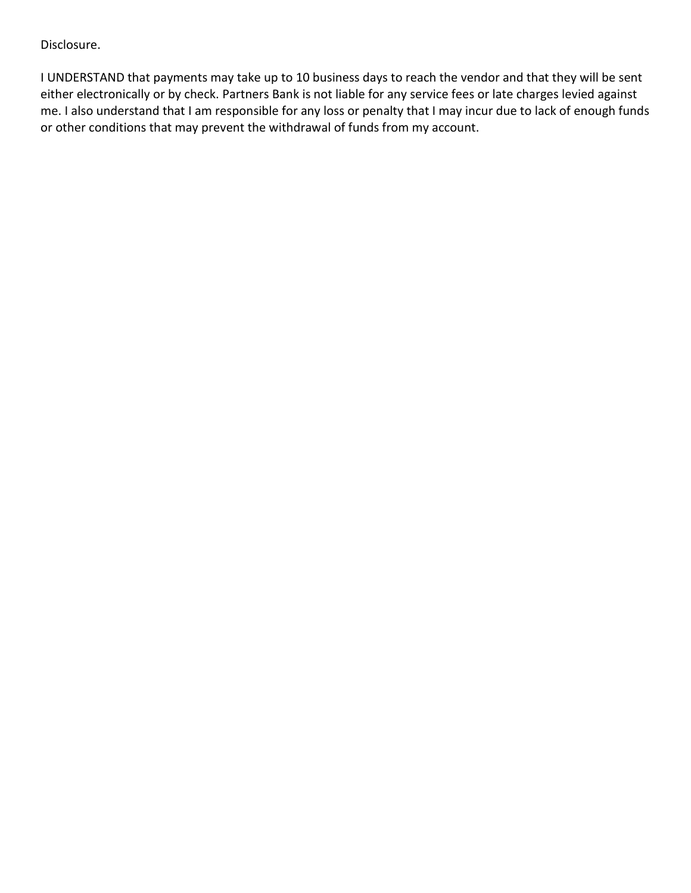Disclosure.

I UNDERSTAND that payments may take up to 10 business days to reach the vendor and that they will be sent either electronically or by check. Partners Bank is not liable for any service fees or late charges levied against me. I also understand that I am responsible for any loss or penalty that I may incur due to lack of enough funds or other conditions that may prevent the withdrawal of funds from my account.